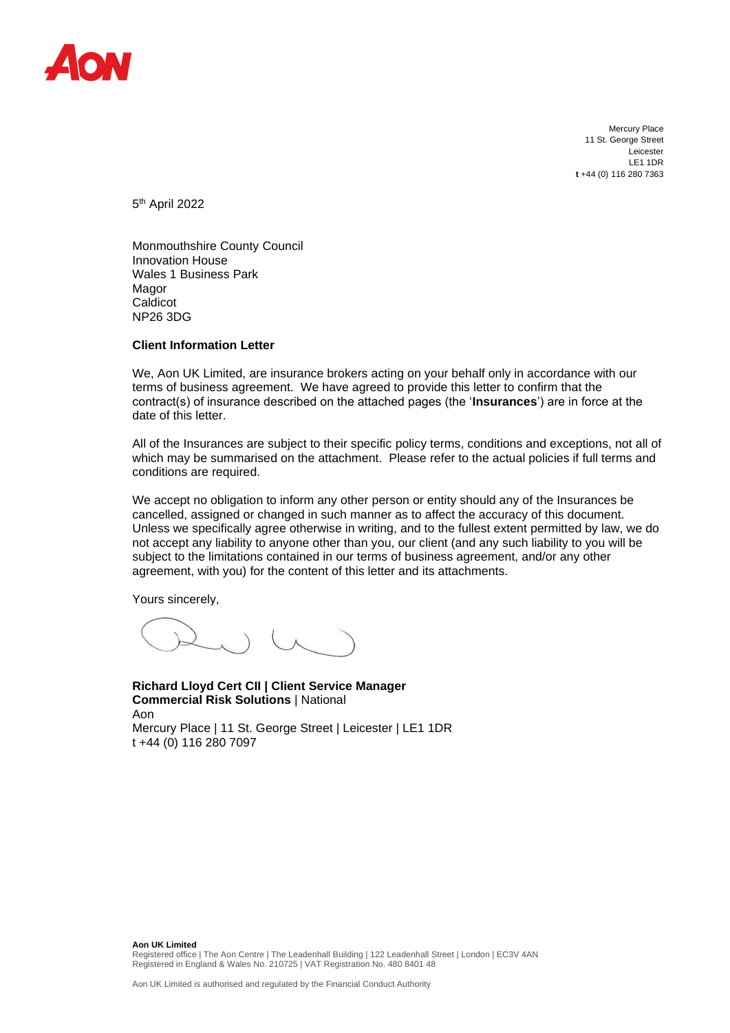Mercury Place
11 St. George Street
Leicester
LE1 1DR
**t** +44 (0) 116 280 7363

5th April 2022

Monmouthshire County Council
Innovation House
Wales 1 Business Park
Magor
Caldicot
NP26 3DG

**Client Information Letter**

We, Aon UK Limited, are insurance brokers acting on your behalf only in accordance with our terms of business agreement. We have agreed to provide this letter to confirm that the contract(s) of insurance described on the attached pages (the '**Insurances**') are in force at the date of this letter.

All of the Insurances are subject to their specific policy terms, conditions and exceptions, not all of which may be summarised on the attachment. Please refer to the actual policies if full terms and conditions are required.

We accept no obligation to inform any other person or entity should any of the Insurances be cancelled, assigned or changed in such manner as to affect the accuracy of this document. Unless we specifically agree otherwise in writing, and to the fullest extent permitted by law, we do not accept any liability to anyone other than you, our client (and any such liability to you will be subject to the limitations contained in our terms of business agreement, and/or any other agreement, with you) for the content of this letter and its attachments.

Yours sincerely,

**Richard Lloyd Cert CII | Client Service Manager**
**Commercial Risk Solutions** | National
Aon
Mercury Place | 11 St. George Street | Leicester | LE1 1DR
t +44 (0) 116 280 7097

**Aon UK Limited**
Registered office | The Aon Centre | The Leadenhall Building | 122 Leadenhall Street | London | EC3V 4AN
Registered in England & Wales No. 210725 | VAT Registration No. 480 8401 48

Aon UK Limited is authorised and regulated by the Financial Conduct Authority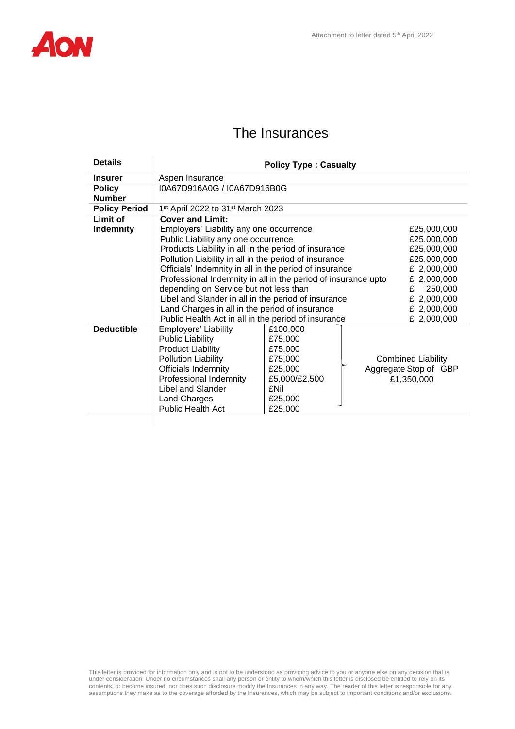Attachment to letter dated 5th April 2022

# The Insurances

| Details | Policy Type : Casualty | | |
|---|---|---|---|
| **Insurer** | Aspen Insurance | | |
| **Policy Number** | I0A67D916A0G / I0A67D916B0G | | |
| **Policy Period** | 1st April 2022 to 31st March 2023 | | |
| **Limit of Indemnity** | **Cover and Limit:**<br>Employers' Liability any one occurrence<br>Public Liability any one occurrence<br>Products Liability in all in the period of insurance<br>Pollution Liability in all in the period of insurance<br>Officials' Indemnity in all in the period of insurance<br>Professional Indemnity in all in the period of insurance upto<br>depending on Service but not less than<br>Libel and Slander in all in the period of insurance<br>Land Charges in all in the period of insurance<br>Public Health Act in all in the period of insurance | | <br>£25,000,000<br>£25,000,000<br>£25,000,000<br>£25,000,000<br>£ 2,000,000<br>£ 2,000,000<br>£ 250,000<br>£ 2,000,000<br>£ 2,000,000<br>£ 2,000,000 |
| **Deductible** | Employers' Liability<br>Public Liability<br>Product Liability<br>Pollution Liability<br>Officials Indemnity<br>Professional Indemnity<br>Libel and Slander<br>Land Charges<br>Public Health Act | £100,000<br>£75,000<br>£75,000<br>£75,000<br>£25,000<br>£5,000/£2,500<br>£Nil<br>£25,000<br>£25,000 | Combined Liability Aggregate Stop of GBP £1,350,000 |

This letter is provided for information only and is not to be understood as providing advice to you or anyone else on any decision that is under consideration. Under no circumstances shall any person or entity to whom/which this letter is disclosed be entitled to rely on its contents, or become insured, nor does such disclosure modify the Insurances in any way. The reader of this letter is responsible for any assumptions they make as to the coverage afforded by the Insurances, which may be subject to important conditions and/or exclusions.